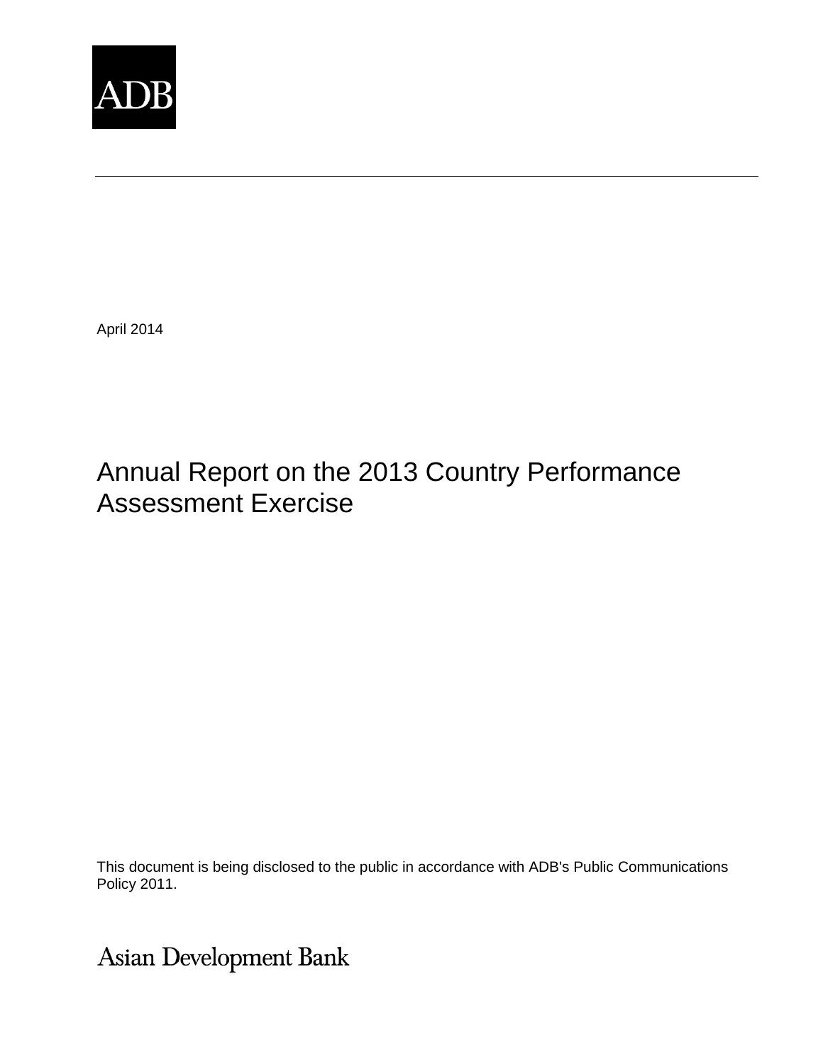ADB

April 2014

# Annual Report on the 2013 Country Performance Assessment Exercise

This document is being disclosed to the public in accordance with ADB's Public Communications Policy 2011.

Asian Development Bank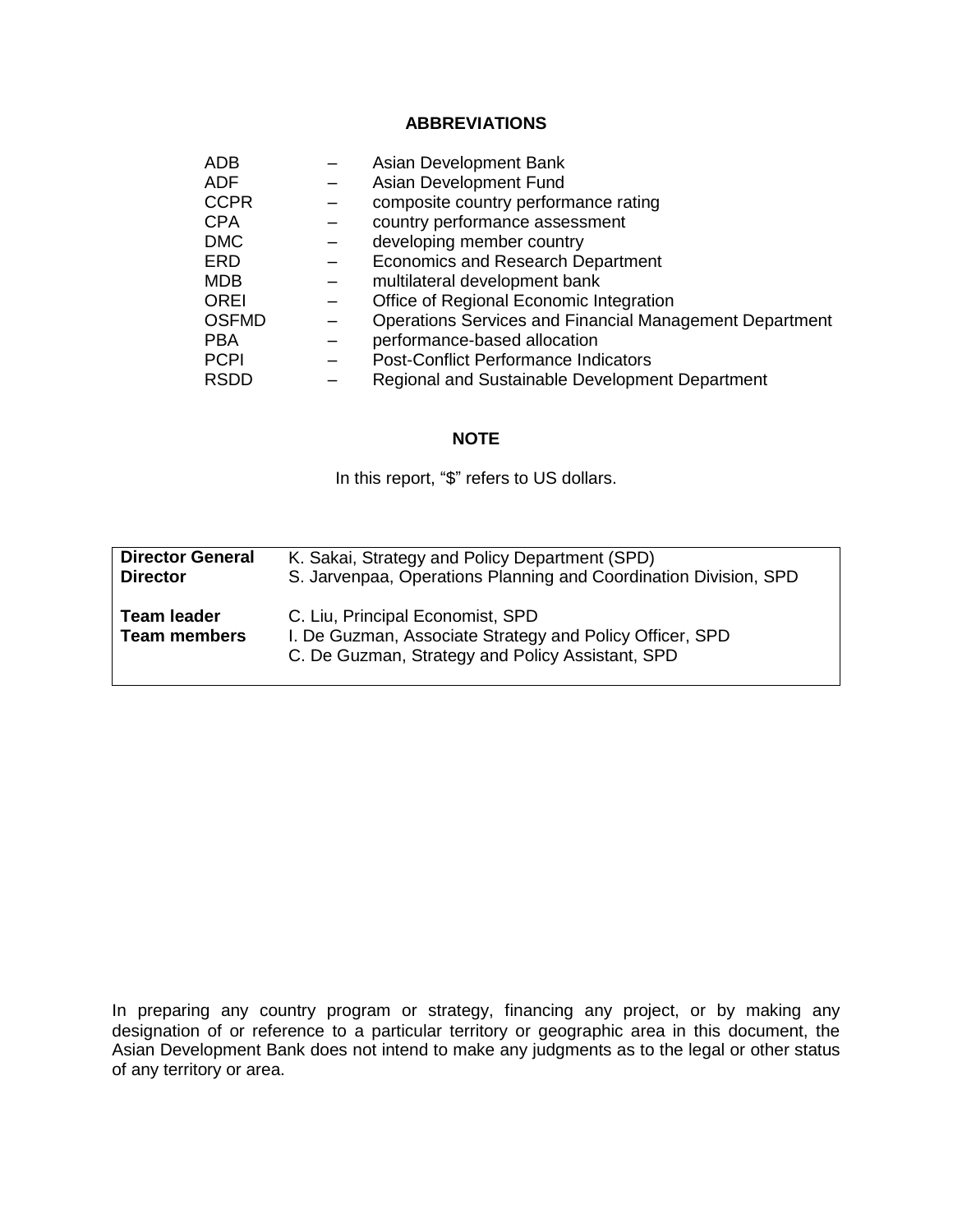## ABBREVIATIONS

| | | |
|---|---|---|
| ADB | – | Asian Development Bank |
| ADF | – | Asian Development Fund |
| CCPR | – | composite country performance rating |
| CPA | – | country performance assessment |
| DMC | – | developing member country |
| ERD | – | Economics and Research Department |
| MDB | – | multilateral development bank |
| OREI | – | Office of Regional Economic Integration |
| OSFMD | – | Operations Services and Financial Management Department |
| PBA | – | performance-based allocation |
| PCPI | – | Post-Conflict Performance Indicators |
| RSDD | – | Regional and Sustainable Development Department |

## NOTE

In this report, "$" refers to US dollars.

| | |
|---|---|
| **Director General** | K. Sakai, Strategy and Policy Department (SPD) |
| **Director** | S. Jarvenpaa, Operations Planning and Coordination Division, SPD |
| **Team leader** | C. Liu, Principal Economist, SPD |
| **Team members** | I. De Guzman, Associate Strategy and Policy Officer, SPD |
| | C. De Guzman, Strategy and Policy Assistant, SPD |

In preparing any country program or strategy, financing any project, or by making any designation of or reference to a particular territory or geographic area in this document, the Asian Development Bank does not intend to make any judgments as to the legal or other status of any territory or area.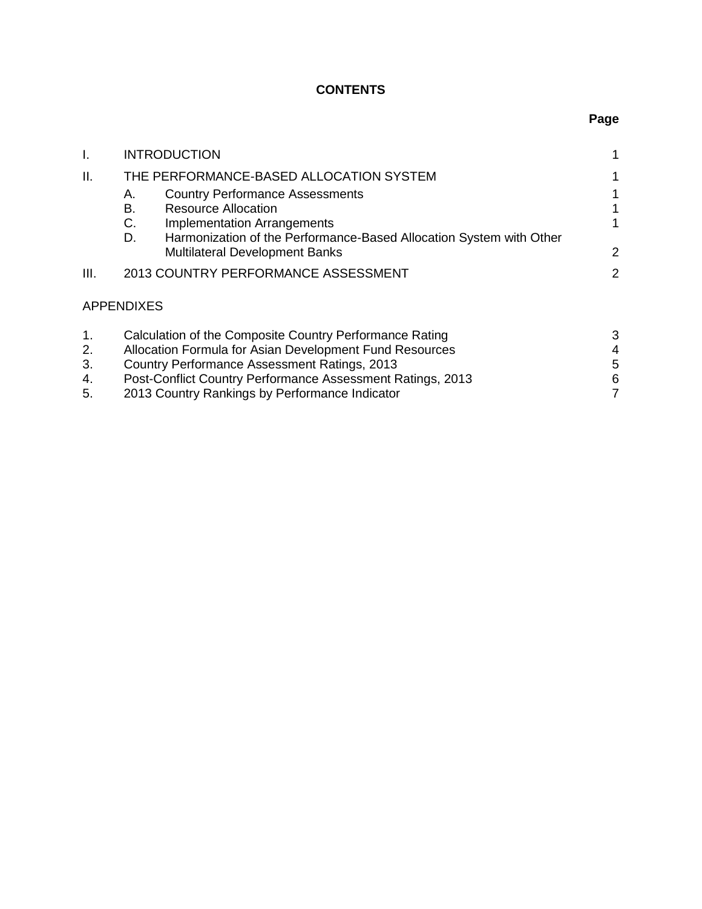**CONTENTS**

| | | Page |
|---|---|---|
| I. | INTRODUCTION | 1 |
| II. | THE PERFORMANCE-BASED ALLOCATION SYSTEM | 1 |
| | A. Country Performance Assessments | 1 |
| | B. Resource Allocation | 1 |
| | C. Implementation Arrangements | 1 |
| | D. Harmonization of the Performance-Based Allocation System with Other Multilateral Development Banks | 2 |
| III. | 2013 COUNTRY PERFORMANCE ASSESSMENT | 2 |

APPENDIXES

| | | |
|---|---|---|
| 1. | Calculation of the Composite Country Performance Rating | 3 |
| 2. | Allocation Formula for Asian Development Fund Resources | 4 |
| 3. | Country Performance Assessment Ratings, 2013 | 5 |
| 4. | Post-Conflict Country Performance Assessment Ratings, 2013 | 6 |
| 5. | 2013 Country Rankings by Performance Indicator | 7 |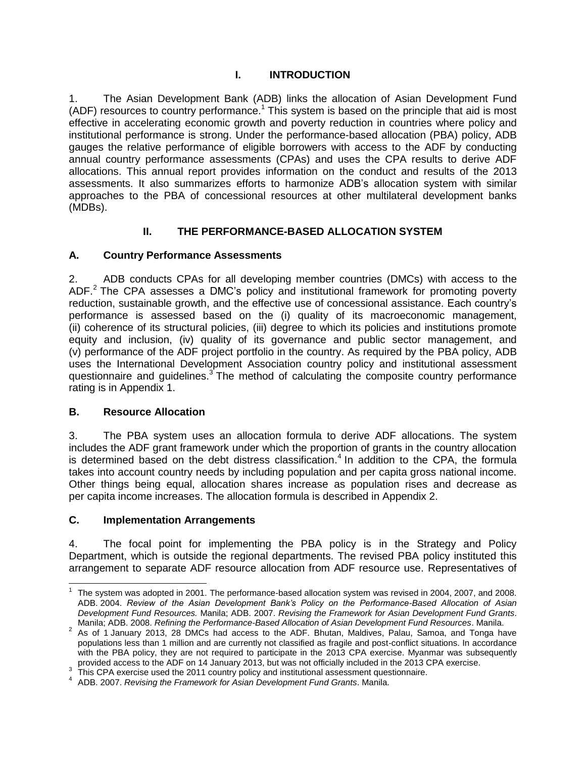# I. INTRODUCTION

1. The Asian Development Bank (ADB) links the allocation of Asian Development Fund (ADF) resources to country performance.[1] This system is based on the principle that aid is most effective in accelerating economic growth and poverty reduction in countries where policy and institutional performance is strong. Under the performance-based allocation (PBA) policy, ADB gauges the relative performance of eligible borrowers with access to the ADF by conducting annual country performance assessments (CPAs) and uses the CPA results to derive ADF allocations. This annual report provides information on the conduct and results of the 2013 assessments. It also summarizes efforts to harmonize ADB's allocation system with similar approaches to the PBA of concessional resources at other multilateral development banks (MDBs).

# II. THE PERFORMANCE-BASED ALLOCATION SYSTEM

## A. Country Performance Assessments

2. ADB conducts CPAs for all developing member countries (DMCs) with access to the ADF.[2] The CPA assesses a DMC's policy and institutional framework for promoting poverty reduction, sustainable growth, and the effective use of concessional assistance. Each country's performance is assessed based on the (i) quality of its macroeconomic management, (ii) coherence of its structural policies, (iii) degree to which its policies and institutions promote equity and inclusion, (iv) quality of its governance and public sector management, and (v) performance of the ADF project portfolio in the country. As required by the PBA policy, ADB uses the International Development Association country policy and institutional assessment questionnaire and guidelines.[3] The method of calculating the composite country performance rating is in Appendix 1.

## B. Resource Allocation

3. The PBA system uses an allocation formula to derive ADF allocations. The system includes the ADF grant framework under which the proportion of grants in the country allocation is determined based on the debt distress classification.[4] In addition to the CPA, the formula takes into account country needs by including population and per capita gross national income. Other things being equal, allocation shares increase as population rises and decrease as per capita income increases. The allocation formula is described in Appendix 2.

## C. Implementation Arrangements

4. The focal point for implementing the PBA policy is in the Strategy and Policy Department, which is outside the regional departments. The revised PBA policy instituted this arrangement to separate ADF resource allocation from ADF resource use. Representatives of

---

[1] The system was adopted in 2001. The performance-based allocation system was revised in 2004, 2007, and 2008. ADB. 2004. *Review of the Asian Development Bank's Policy on the Performance-Based Allocation of Asian Development Fund Resources.* Manila; ADB. 2007. *Revising the Framework for Asian Development Fund Grants*. Manila; ADB. 2008. *Refining the Performance-Based Allocation of Asian Development Fund Resources*. Manila.

[2] As of 1 January 2013, 28 DMCs had access to the ADF. Bhutan, Maldives, Palau, Samoa, and Tonga have populations less than 1 million and are currently not classified as fragile and post-conflict situations. In accordance with the PBA policy, they are not required to participate in the 2013 CPA exercise. Myanmar was subsequently provided access to the ADF on 14 January 2013, but was not officially included in the 2013 CPA exercise.

[3] This CPA exercise used the 2011 country policy and institutional assessment questionnaire.

[4] ADB. 2007. *Revising the Framework for Asian Development Fund Grants*. Manila.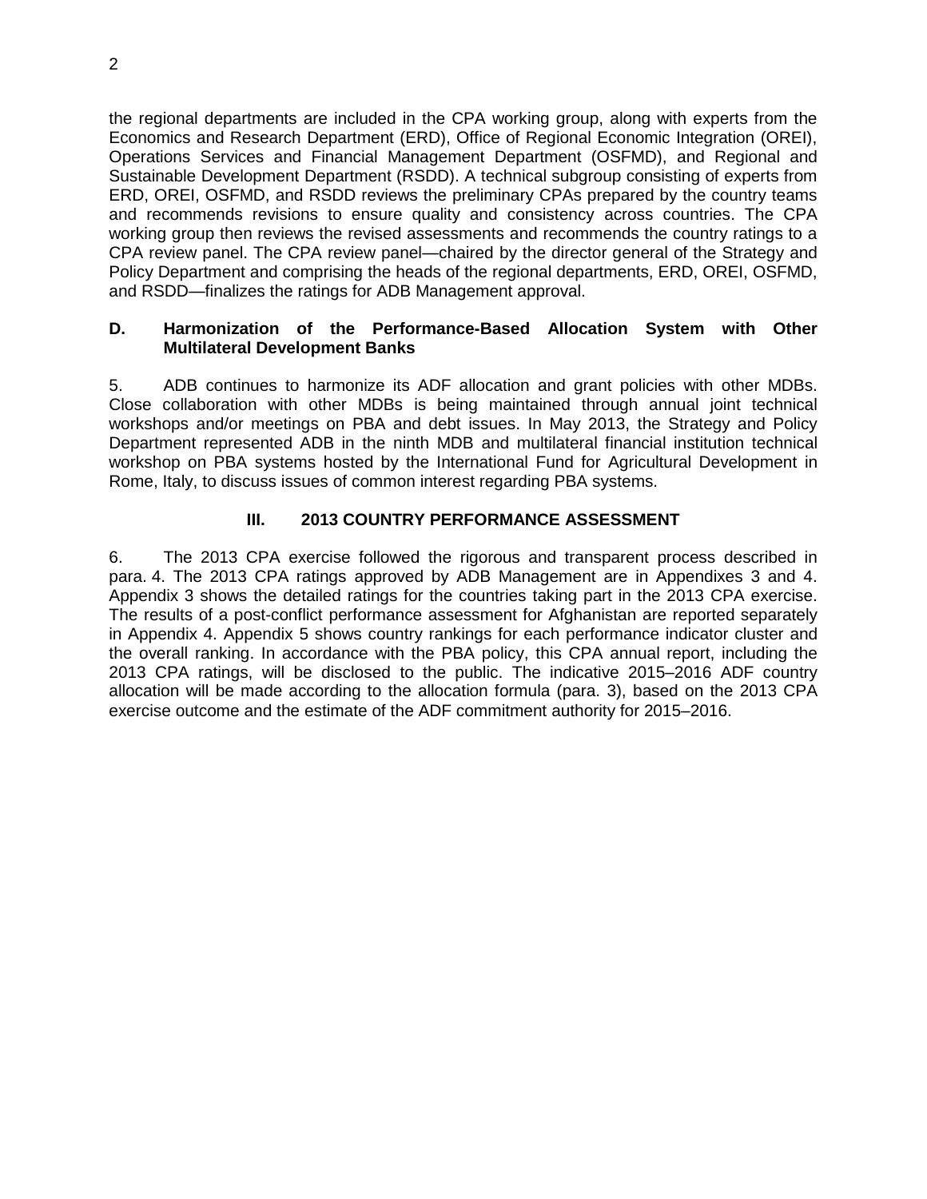the regional departments are included in the CPA working group, along with experts from the Economics and Research Department (ERD), Office of Regional Economic Integration (OREI), Operations Services and Financial Management Department (OSFMD), and Regional and Sustainable Development Department (RSDD). A technical subgroup consisting of experts from ERD, OREI, OSFMD, and RSDD reviews the preliminary CPAs prepared by the country teams and recommends revisions to ensure quality and consistency across countries. The CPA working group then reviews the revised assessments and recommends the country ratings to a CPA review panel. The CPA review panel—chaired by the director general of the Strategy and Policy Department and comprising the heads of the regional departments, ERD, OREI, OSFMD, and RSDD—finalizes the ratings for ADB Management approval.

### D. Harmonization of the Performance-Based Allocation System with Other Multilateral Development Banks

5. ADB continues to harmonize its ADF allocation and grant policies with other MDBs. Close collaboration with other MDBs is being maintained through annual joint technical workshops and/or meetings on PBA and debt issues. In May 2013, the Strategy and Policy Department represented ADB in the ninth MDB and multilateral financial institution technical workshop on PBA systems hosted by the International Fund for Agricultural Development in Rome, Italy, to discuss issues of common interest regarding PBA systems.

## III. 2013 COUNTRY PERFORMANCE ASSESSMENT

6. The 2013 CPA exercise followed the rigorous and transparent process described in para. 4. The 2013 CPA ratings approved by ADB Management are in Appendixes 3 and 4. Appendix 3 shows the detailed ratings for the countries taking part in the 2013 CPA exercise. The results of a post-conflict performance assessment for Afghanistan are reported separately in Appendix 4. Appendix 5 shows country rankings for each performance indicator cluster and the overall ranking. In accordance with the PBA policy, this CPA annual report, including the 2013 CPA ratings, will be disclosed to the public. The indicative 2015–2016 ADF country allocation will be made according to the allocation formula (para. 3), based on the 2013 CPA exercise outcome and the estimate of the ADF commitment authority for 2015–2016.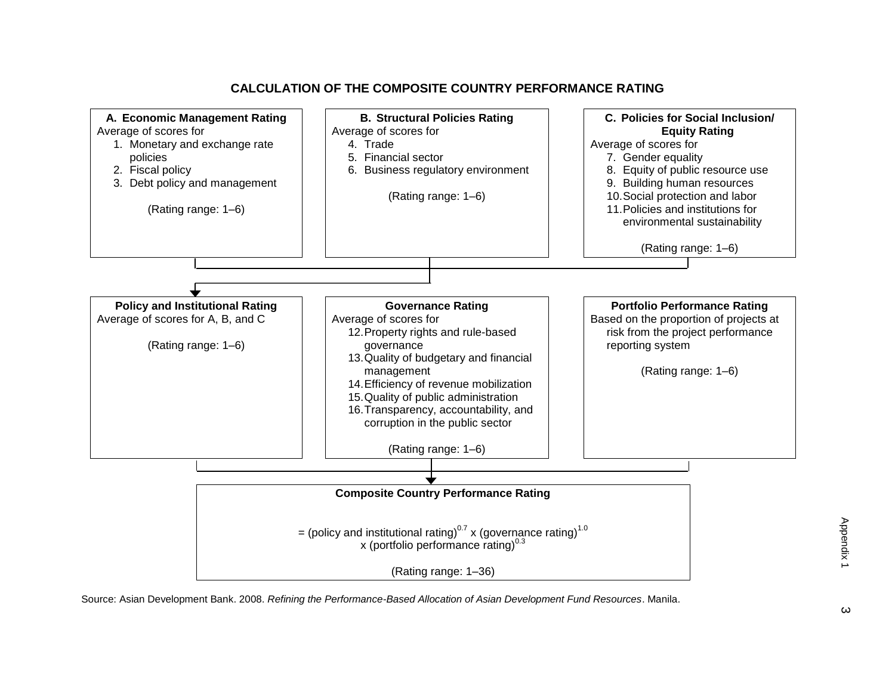## CALCULATION OF THE COMPOSITE COUNTRY PERFORMANCE RATING

**A. Economic Management Rating**

Average of scores for

1. Monetary and exchange rate policies
2. Fiscal policy
3. Debt policy and management

(Rating range: 1–6)

**B. Structural Policies Rating**

Average of scores for

4. Trade
5. Financial sector
6. Business regulatory environment

(Rating range: 1–6)

**C. Policies for Social Inclusion/ Equity Rating**

Average of scores for

7. Gender equality
8. Equity of public resource use
9. Building human resources
10. Social protection and labor
11. Policies and institutions for environmental sustainability

(Rating range: 1–6)

**Policy and Institutional Rating**

Average of scores for A, B, and C

(Rating range: 1–6)

**Governance Rating**

Average of scores for

12. Property rights and rule-based governance
13. Quality of budgetary and financial management
14. Efficiency of revenue mobilization
15. Quality of public administration
16. Transparency, accountability, and corruption in the public sector

(Rating range: 1–6)

**Portfolio Performance Rating**

Based on the proportion of projects at risk from the project performance reporting system

(Rating range: 1–6)

**Composite Country Performance Rating**

$$= (\text{policy and institutional rating})^{0.7} \times (\text{governance rating})^{1.0} \times (\text{portfolio performance rating})^{0.3}$$

(Rating range: 1–36)

Source: Asian Development Bank. 2008. *Refining the Performance-Based Allocation of Asian Development Fund Resources*. Manila.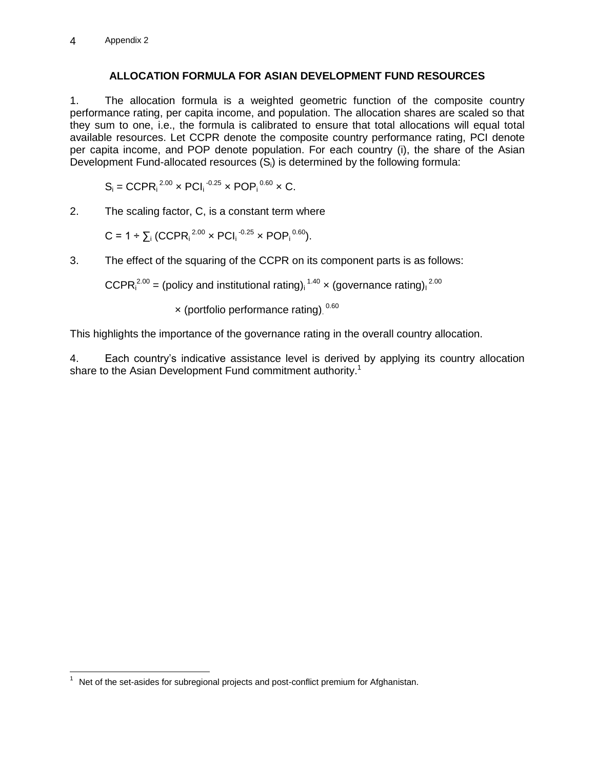## ALLOCATION FORMULA FOR ASIAN DEVELOPMENT FUND RESOURCES

1. The allocation formula is a weighted geometric function of the composite country performance rating, per capita income, and population. The allocation shares are scaled so that they sum to one, i.e., the formula is calibrated to ensure that total allocations will equal total available resources. Let CCPR denote the composite country performance rating, PCI denote per capita income, and POP denote population. For each country (i), the share of the Asian Development Fund-allocated resources ($S_i$) is determined by the following formula:

$$S_i = CCPR_i^{2.00} \times PCI_i^{-0.25} \times POP_i^{0.60} \times C.$$

2. The scaling factor, C, is a constant term where

$$C = 1 \div \sum_i (CCPR_i^{2.00} \times PCI_i^{-0.25} \times POP_i^{0.60}).$$

3. The effect of the squaring of the CCPR on its component parts is as follows:

$$CCPR_i^{2.00} = (\text{policy and institutional rating})_i^{1.40} \times (\text{governance rating})_i^{2.00} \times (\text{portfolio performance rating})_i^{0.60}$$

This highlights the importance of the governance rating in the overall country allocation.

4. Each country's indicative assistance level is derived by applying its country allocation share to the Asian Development Fund commitment authority.[1]

[1] Net of the set-asides for subregional projects and post-conflict premium for Afghanistan.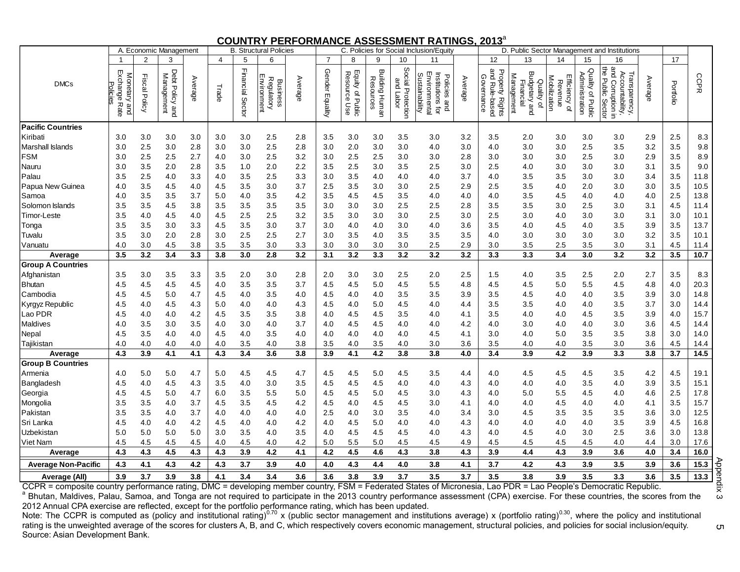## COUNTRY PERFORMANCE ASSESSMENT RATINGS, 2013[a]

| DMCs | A. Economic Management | | | | B. Structural Policies | | | | C. Policies for Social Inclusion/Equity | | | | | | D. Public Sector Management and Institutions | | | | | | | |
|---|---|---|---|---|---|---|---|---|---|---|---|---|---|---|---|---|---|---|---|---|---|---|
| | 1 | 2 | 3 | | 4 | 5 | 6 | | 7 | 8 | 9 | 10 | 11 | | 12 | 13 | 14 | 15 | 16 | | 17 | |
| | Monetary and Exchange Rate Policies | Fiscal Policy | Debt Policy and Management | Average | Trade | Financial Sector | Business Regulatory Environment | Average | Gender Equality | Equity of Public Resource Use | Building Human Resources | Social Protection and Labor | Policies and Institutions for Environmental Sustainability | Average | Property Rights and Rule-based Governance | Quality of Budgetary and Financial Management | Efficiency of Revenue Mobilization | Quality of Public Administration | Transparency, Accountability, and Corruption in the Public Sector | Average | Portfolio | CCPR |
| **Pacific Countries** | | | | | | | | | | | | | | | | | | | | | | |
| Kiribati | 3.0 | 3.0 | 3.0 | 3.0 | 3.0 | 3.0 | 2.5 | 2.8 | 3.5 | 3.0 | 3.0 | 3.5 | 3.0 | 3.2 | 3.5 | 2.0 | 3.0 | 3.0 | 3.0 | 2.9 | 2.5 | 8.3 |
| Marshall Islands | 3.0 | 2.5 | 3.0 | 2.8 | 3.0 | 3.0 | 2.5 | 2.8 | 3.0 | 2.0 | 3.0 | 3.0 | 4.0 | 3.0 | 4.0 | 3.0 | 3.0 | 2.5 | 3.5 | 3.2 | 3.5 | 9.8 |
| FSM | 3.0 | 2.5 | 2.5 | 2.7 | 4.0 | 3.0 | 2.5 | 3.2 | 3.0 | 2.5 | 2.5 | 3.0 | 3.0 | 2.8 | 3.0 | 3.0 | 3.0 | 2.5 | 3.0 | 2.9 | 3.5 | 8.9 |
| Nauru | 3.0 | 3.5 | 2.0 | 2.8 | 3.5 | 1.0 | 2.0 | 2.2 | 3.5 | 2.5 | 3.0 | 3.5 | 2.5 | 3.0 | 2.5 | 4.0 | 3.0 | 3.0 | 3.0 | 3.1 | 3.5 | 9.0 |
| Palau | 3.5 | 2.5 | 4.0 | 3.3 | 4.0 | 3.5 | 2.5 | 3.3 | 3.0 | 3.5 | 4.0 | 4.0 | 4.0 | 3.7 | 4.0 | 3.5 | 3.5 | 3.0 | 3.0 | 3.4 | 3.5 | 11.8 |
| Papua New Guinea | 4.0 | 3.5 | 4.5 | 4.0 | 4.5 | 3.5 | 3.0 | 3.7 | 2.5 | 3.5 | 3.0 | 3.0 | 2.5 | 2.9 | 2.5 | 3.5 | 4.0 | 2.0 | 3.0 | 3.0 | 3.5 | 10.5 |
| Samoa | 4.0 | 3.5 | 3.5 | 3.7 | 5.0 | 4.0 | 3.5 | 4.2 | 3.5 | 4.5 | 4.5 | 3.5 | 4.0 | 4.0 | 4.0 | 3.5 | 4.5 | 4.0 | 4.0 | 4.0 | 2.5 | 13.8 |
| Solomon Islands | 3.5 | 3.5 | 4.5 | 3.8 | 3.5 | 3.5 | 3.5 | 3.5 | 3.0 | 3.0 | 3.0 | 2.5 | 2.5 | 2.8 | 3.5 | 3.5 | 3.0 | 2.5 | 3.0 | 3.1 | 4.5 | 11.4 |
| Timor-Leste | 3.5 | 4.0 | 4.5 | 4.0 | 4.5 | 2.5 | 2.5 | 3.2 | 3.5 | 3.0 | 3.0 | 3.0 | 2.5 | 3.0 | 2.5 | 3.0 | 4.0 | 3.0 | 3.0 | 3.1 | 3.0 | 10.1 |
| Tonga | 3.5 | 3.5 | 3.0 | 3.3 | 4.5 | 3.5 | 3.0 | 3.7 | 3.0 | 4.0 | 4.0 | 3.0 | 4.0 | 3.6 | 3.5 | 4.0 | 4.5 | 4.0 | 3.5 | 3.9 | 3.5 | 13.7 |
| Tuvalu | 3.5 | 3.0 | 2.0 | 2.8 | 3.0 | 2.5 | 2.5 | 2.7 | 3.0 | 3.5 | 4.0 | 3.5 | 3.5 | 3.5 | 4.0 | 3.0 | 3.0 | 3.0 | 3.0 | 3.2 | 3.5 | 10.1 |
| Vanuatu | 4.0 | 3.0 | 4.5 | 3.8 | 3.5 | 3.5 | 3.0 | 3.3 | 3.0 | 3.0 | 3.0 | 3.0 | 2.5 | 2.9 | 3.0 | 3.5 | 2.5 | 3.5 | 3.0 | 3.1 | 4.5 | 11.4 |
| **Average** | **3.5** | **3.2** | **3.4** | **3.3** | **3.8** | **3.0** | **2.8** | **3.2** | **3.1** | **3.2** | **3.3** | **3.2** | **3.2** | **3.2** | **3.3** | **3.3** | **3.4** | **3.0** | **3.2** | **3.2** | **3.5** | **10.7** |
| **Group A Countries** | | | | | | | | | | | | | | | | | | | | | | |
| Afghanistan | 3.5 | 3.0 | 3.5 | 3.3 | 3.5 | 2.0 | 3.0 | 2.8 | 2.0 | 3.0 | 3.0 | 2.5 | 2.0 | 2.5 | 1.5 | 4.0 | 3.5 | 2.5 | 2.0 | 2.7 | 3.5 | 8.3 |
| Bhutan | 4.5 | 4.5 | 4.5 | 4.5 | 4.0 | 3.5 | 3.5 | 3.7 | 4.5 | 4.5 | 5.0 | 4.5 | 5.5 | 4.8 | 4.5 | 4.5 | 5.0 | 5.5 | 4.5 | 4.8 | 4.0 | 20.3 |
| Cambodia | 4.5 | 4.5 | 5.0 | 4.7 | 4.5 | 4.0 | 3.5 | 4.0 | 4.5 | 4.0 | 4.0 | 3.5 | 3.5 | 3.9 | 3.5 | 4.5 | 4.0 | 4.0 | 3.5 | 3.9 | 3.0 | 14.8 |
| Kyrgyz Republic | 4.5 | 4.0 | 4.5 | 4.3 | 5.0 | 4.0 | 4.0 | 4.3 | 4.5 | 4.0 | 5.0 | 4.5 | 4.0 | 4.4 | 3.5 | 3.5 | 4.0 | 4.0 | 3.5 | 3.7 | 3.0 | 14.4 |
| Lao PDR | 4.5 | 4.0 | 4.0 | 4.2 | 4.5 | 3.5 | 3.5 | 3.8 | 4.0 | 4.5 | 4.5 | 3.5 | 4.0 | 4.1 | 3.5 | 4.0 | 4.0 | 4.5 | 3.5 | 3.9 | 4.0 | 15.7 |
| Maldives | 4.0 | 3.5 | 3.0 | 3.5 | 4.0 | 3.0 | 4.0 | 3.7 | 4.0 | 4.5 | 4.5 | 4.0 | 4.0 | 4.2 | 4.0 | 3.0 | 4.0 | 4.0 | 3.0 | 3.6 | 4.5 | 14.4 |
| Nepal | 4.5 | 3.5 | 4.0 | 4.0 | 4.5 | 4.0 | 3.5 | 4.0 | 4.0 | 4.0 | 4.0 | 4.0 | 4.5 | 4.1 | 3.0 | 4.0 | 5.0 | 3.5 | 3.5 | 3.8 | 3.0 | 14.0 |
| Tajikistan | 4.0 | 4.0 | 4.0 | 4.0 | 4.0 | 3.5 | 4.0 | 3.8 | 3.5 | 4.0 | 3.5 | 4.0 | 3.0 | 3.6 | 3.5 | 4.0 | 4.0 | 3.5 | 3.0 | 3.6 | 4.5 | 14.4 |
| **Average** | **4.3** | **3.9** | **4.1** | **4.1** | **4.3** | **3.4** | **3.6** | **3.8** | **3.9** | **4.1** | **4.2** | **3.8** | **3.8** | **4.0** | **3.4** | **3.9** | **4.2** | **3.9** | **3.3** | **3.8** | **3.7** | **14.5** |
| **Group B Countries** | | | | | | | | | | | | | | | | | | | | | | |
| Armenia | 4.0 | 5.0 | 5.0 | 4.7 | 5.0 | 4.5 | 4.5 | 4.7 | 4.5 | 4.5 | 5.0 | 4.5 | 3.5 | 4.4 | 4.0 | 4.5 | 4.5 | 4.5 | 3.5 | 4.2 | 4.5 | 19.1 |
| Bangladesh | 4.5 | 4.0 | 4.5 | 4.3 | 3.5 | 4.0 | 3.0 | 3.5 | 4.5 | 4.5 | 4.5 | 4.0 | 4.0 | 4.3 | 4.0 | 4.0 | 4.0 | 3.5 | 4.0 | 3.9 | 3.5 | 15.1 |
| Georgia | 4.5 | 4.5 | 5.0 | 4.7 | 6.0 | 3.5 | 5.5 | 5.0 | 4.5 | 4.5 | 5.0 | 4.5 | 3.0 | 4.3 | 4.0 | 5.0 | 5.5 | 4.5 | 4.0 | 4.6 | 2.5 | 17.8 |
| Mongolia | 3.5 | 3.5 | 4.0 | 3.7 | 4.5 | 3.5 | 4.5 | 4.2 | 4.5 | 4.0 | 4.5 | 4.5 | 3.0 | 4.1 | 4.0 | 4.0 | 4.5 | 4.0 | 4.0 | 4.1 | 3.5 | 15.7 |
| Pakistan | 3.5 | 3.5 | 4.0 | 3.7 | 4.0 | 4.0 | 4.0 | 4.0 | 2.5 | 4.0 | 3.0 | 3.5 | 4.0 | 3.4 | 3.0 | 4.5 | 3.5 | 3.5 | 3.5 | 3.6 | 3.0 | 12.5 |
| Sri Lanka | 4.5 | 4.0 | 4.0 | 4.2 | 4.5 | 4.0 | 4.0 | 4.2 | 4.0 | 4.5 | 5.0 | 4.0 | 4.0 | 4.3 | 4.0 | 4.0 | 4.0 | 4.0 | 3.5 | 3.9 | 4.5 | 16.8 |
| Uzbekistan | 5.0 | 5.0 | 5.0 | 5.0 | 3.0 | 3.5 | 4.0 | 3.5 | 4.0 | 4.5 | 4.5 | 4.5 | 4.0 | 4.3 | 4.0 | 4.5 | 4.0 | 3.0 | 2.5 | 3.6 | 3.0 | 13.8 |
| Viet Nam | 4.5 | 4.5 | 4.5 | 4.5 | 4.0 | 4.5 | 4.0 | 4.2 | 5.0 | 5.5 | 5.0 | 4.5 | 4.5 | 4.9 | 4.5 | 4.5 | 4.5 | 4.5 | 4.0 | 4.4 | 3.0 | 17.6 |
| **Average** | **4.3** | **4.3** | **4.5** | **4.3** | **4.3** | **3.9** | **4.2** | **4.1** | **4.2** | **4.5** | **4.6** | **4.3** | **3.8** | **4.3** | **3.9** | **4.4** | **4.3** | **3.9** | **3.6** | **4.0** | **3.4** | **16.0** |
| **Average Non-Pacific** | **4.3** | **4.1** | **4.3** | **4.2** | **4.3** | **3.7** | **3.9** | **4.0** | **4.0** | **4.3** | **4.4** | **4.0** | **3.8** | **4.1** | **3.7** | **4.2** | **4.3** | **3.9** | **3.5** | **3.9** | **3.6** | **15.3** |
| **Average (All)** | **3.9** | **3.7** | **3.9** | **3.8** | **4.1** | **3.4** | **3.4** | **3.6** | **3.6** | **3.8** | **3.9** | **3.7** | **3.5** | **3.7** | **3.5** | **3.8** | **3.9** | **3.5** | **3.3** | **3.6** | **3.5** | **13.3** |

CCPR = composite country performance rating, DMC = developing member country, FSM = Federated States of Micronesia, Lao PDR = Lao People's Democratic Republic.

[a] Bhutan, Maldives, Palau, Samoa, and Tonga are not required to participate in the 2013 country performance assessment (CPA) exercise. For these countries, the scores from the 2012 Annual CPA exercise are reflected, except for the portfolio performance rating, which has been updated.

Note: The CCPR is computed as (policy and institutional rating)$^{0.70}$ x (public sector management and institutions average) x (portfolio rating)$^{0.30}$, where the policy and institutional rating is the unweighted average of the scores for clusters A, B, and C, which respectively covers economic management, structural policies, and policies for social inclusion/equity.

Source: Asian Development Bank.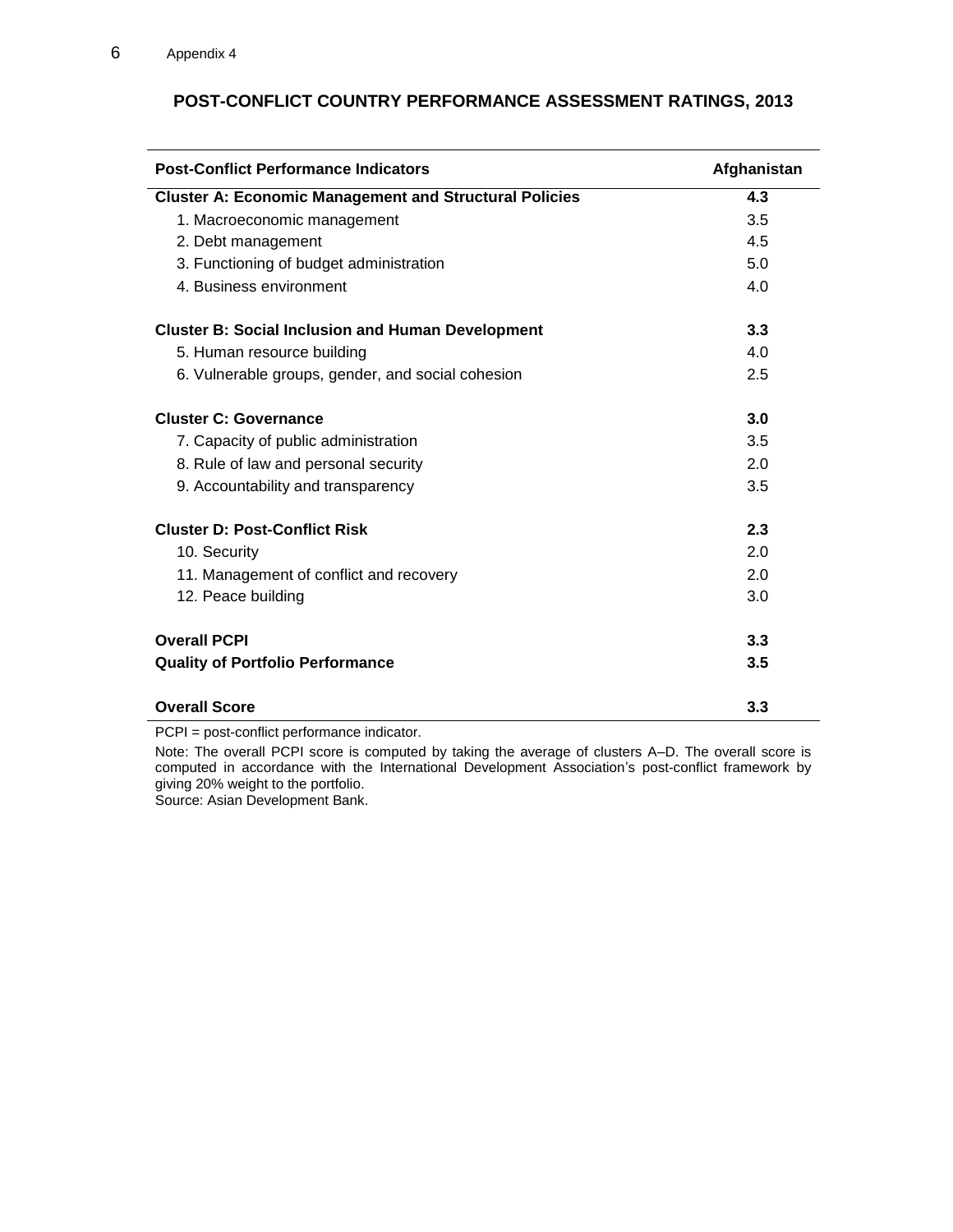Appendix 4

## POST-CONFLICT COUNTRY PERFORMANCE ASSESSMENT RATINGS, 2013

| Post-Conflict Performance Indicators | Afghanistan |
|---|---|
| **Cluster A: Economic Management and Structural Policies** | **4.3** |
| 1. Macroeconomic management | 3.5 |
| 2. Debt management | 4.5 |
| 3. Functioning of budget administration | 5.0 |
| 4. Business environment | 4.0 |
| **Cluster B: Social Inclusion and Human Development** | **3.3** |
| 5. Human resource building | 4.0 |
| 6. Vulnerable groups, gender, and social cohesion | 2.5 |
| **Cluster C: Governance** | **3.0** |
| 7. Capacity of public administration | 3.5 |
| 8. Rule of law and personal security | 2.0 |
| 9. Accountability and transparency | 3.5 |
| **Cluster D: Post-Conflict Risk** | **2.3** |
| 10. Security | 2.0 |
| 11. Management of conflict and recovery | 2.0 |
| 12. Peace building | 3.0 |
| **Overall PCPI** | **3.3** |
| **Quality of Portfolio Performance** | **3.5** |
| **Overall Score** | **3.3** |

PCPI = post-conflict performance indicator.

Note: The overall PCPI score is computed by taking the average of clusters A–D. The overall score is computed in accordance with the International Development Association's post-conflict framework by giving 20% weight to the portfolio.

Source: Asian Development Bank.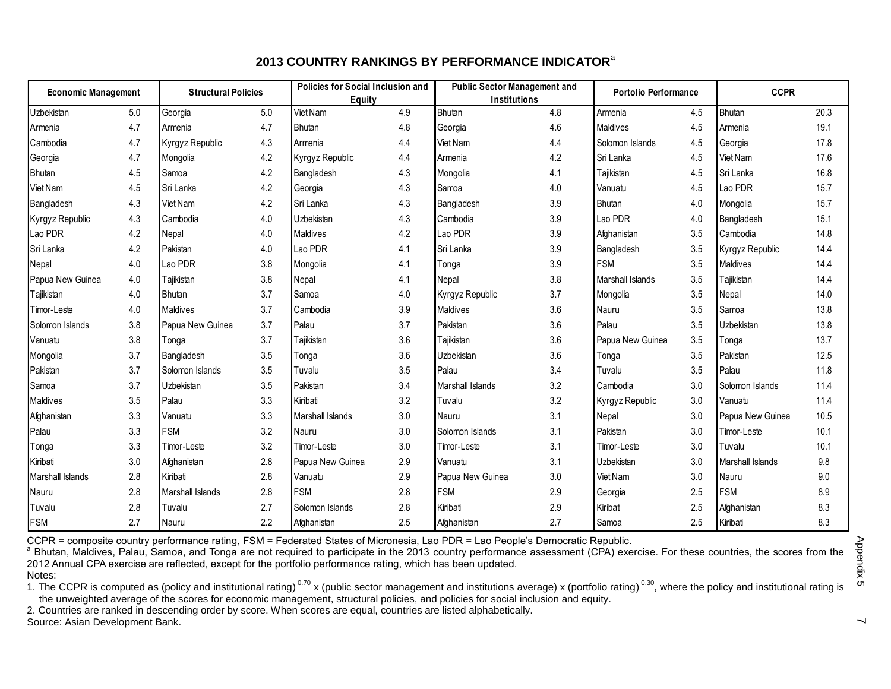## 2013 COUNTRY RANKINGS BY PERFORMANCE INDICATOR[a]

| Economic Management | | Structural Policies | | Policies for Social Inclusion and Equity | | Public Sector Management and Institutions | | Portolio Performance | | CCPR | |
|---|---|---|---|---|---|---|---|---|---|---|---|
| Uzbekistan | 5.0 | Georgia | 5.0 | Viet Nam | 4.9 | Bhutan | 4.8 | Armenia | 4.5 | Bhutan | 20.3 |
| Armenia | 4.7 | Armenia | 4.7 | Bhutan | 4.8 | Georgia | 4.6 | Maldives | 4.5 | Armenia | 19.1 |
| Cambodia | 4.7 | Kyrgyz Republic | 4.3 | Armenia | 4.4 | Viet Nam | 4.4 | Solomon Islands | 4.5 | Georgia | 17.8 |
| Georgia | 4.7 | Mongolia | 4.2 | Kyrgyz Republic | 4.4 | Armenia | 4.2 | Sri Lanka | 4.5 | Viet Nam | 17.6 |
| Bhutan | 4.5 | Samoa | 4.2 | Bangladesh | 4.3 | Mongolia | 4.1 | Tajikistan | 4.5 | Sri Lanka | 16.8 |
| Viet Nam | 4.5 | Sri Lanka | 4.2 | Georgia | 4.3 | Samoa | 4.0 | Vanuatu | 4.5 | Lao PDR | 15.7 |
| Bangladesh | 4.3 | Viet Nam | 4.2 | Sri Lanka | 4.3 | Bangladesh | 3.9 | Bhutan | 4.0 | Mongolia | 15.7 |
| Kyrgyz Republic | 4.3 | Cambodia | 4.0 | Uzbekistan | 4.3 | Cambodia | 3.9 | Lao PDR | 4.0 | Bangladesh | 15.1 |
| Lao PDR | 4.2 | Nepal | 4.0 | Maldives | 4.2 | Lao PDR | 3.9 | Afghanistan | 3.5 | Cambodia | 14.8 |
| Sri Lanka | 4.2 | Pakistan | 4.0 | Lao PDR | 4.1 | Sri Lanka | 3.9 | Bangladesh | 3.5 | Kyrgyz Republic | 14.4 |
| Nepal | 4.0 | Lao PDR | 3.8 | Mongolia | 4.1 | Tonga | 3.9 | FSM | 3.5 | Maldives | 14.4 |
| Papua New Guinea | 4.0 | Tajikistan | 3.8 | Nepal | 4.1 | Nepal | 3.8 | Marshall Islands | 3.5 | Tajikistan | 14.4 |
| Tajikistan | 4.0 | Bhutan | 3.7 | Samoa | 4.0 | Kyrgyz Republic | 3.7 | Mongolia | 3.5 | Nepal | 14.0 |
| Timor-Leste | 4.0 | Maldives | 3.7 | Cambodia | 3.9 | Maldives | 3.6 | Nauru | 3.5 | Samoa | 13.8 |
| Solomon Islands | 3.8 | Papua New Guinea | 3.7 | Palau | 3.7 | Pakistan | 3.6 | Palau | 3.5 | Uzbekistan | 13.8 |
| Vanuatu | 3.8 | Tonga | 3.7 | Tajikistan | 3.6 | Tajikistan | 3.6 | Papua New Guinea | 3.5 | Tonga | 13.7 |
| Mongolia | 3.7 | Bangladesh | 3.5 | Tonga | 3.6 | Uzbekistan | 3.6 | Tonga | 3.5 | Pakistan | 12.5 |
| Pakistan | 3.7 | Solomon Islands | 3.5 | Tuvalu | 3.5 | Palau | 3.4 | Tuvalu | 3.5 | Palau | 11.8 |
| Samoa | 3.7 | Uzbekistan | 3.5 | Pakistan | 3.4 | Marshall Islands | 3.2 | Cambodia | 3.0 | Solomon Islands | 11.4 |
| Maldives | 3.5 | Palau | 3.3 | Kiribati | 3.2 | Tuvalu | 3.2 | Kyrgyz Republic | 3.0 | Vanuatu | 11.4 |
| Afghanistan | 3.3 | Vanuatu | 3.3 | Marshall Islands | 3.0 | Nauru | 3.1 | Nepal | 3.0 | Papua New Guinea | 10.5 |
| Palau | 3.3 | FSM | 3.2 | Nauru | 3.0 | Solomon Islands | 3.1 | Pakistan | 3.0 | Timor-Leste | 10.1 |
| Tonga | 3.3 | Timor-Leste | 3.2 | Timor-Leste | 3.0 | Timor-Leste | 3.1 | Timor-Leste | 3.0 | Tuvalu | 10.1 |
| Kiribati | 3.0 | Afghanistan | 2.8 | Papua New Guinea | 2.9 | Vanuatu | 3.1 | Uzbekistan | 3.0 | Marshall Islands | 9.8 |
| Marshall Islands | 2.8 | Kiribati | 2.8 | Vanuatu | 2.9 | Papua New Guinea | 3.0 | Viet Nam | 3.0 | Nauru | 9.0 |
| Nauru | 2.8 | Marshall Islands | 2.8 | FSM | 2.8 | FSM | 2.9 | Georgia | 2.5 | FSM | 8.9 |
| Tuvalu | 2.8 | Tuvalu | 2.7 | Solomon Islands | 2.8 | Kiribati | 2.9 | Kiribati | 2.5 | Afghanistan | 8.3 |
| FSM | 2.7 | Nauru | 2.2 | Afghanistan | 2.5 | Afghanistan | 2.7 | Samoa | 2.5 | Kiribati | 8.3 |

CCPR = composite country performance rating, FSM = Federated States of Micronesia, Lao PDR = Lao People's Democratic Republic.

[a] Bhutan, Maldives, Palau, Samoa, and Tonga are not required to participate in the 2013 country performance assessment (CPA) exercise. For these countries, the scores from the 2012 Annual CPA exercise are reflected, except for the portfolio performance rating, which has been updated.

Notes:

1. The CCPR is computed as (policy and institutional rating)$^{0.70}$ x (public sector management and institutions average) x (portfolio rating)$^{0.30}$, where the policy and institutional rating is the unweighted average of the scores for economic management, structural policies, and policies for social inclusion and equity.
2. Countries are ranked in descending order by score. When scores are equal, countries are listed alphabetically.

Source: Asian Development Bank.